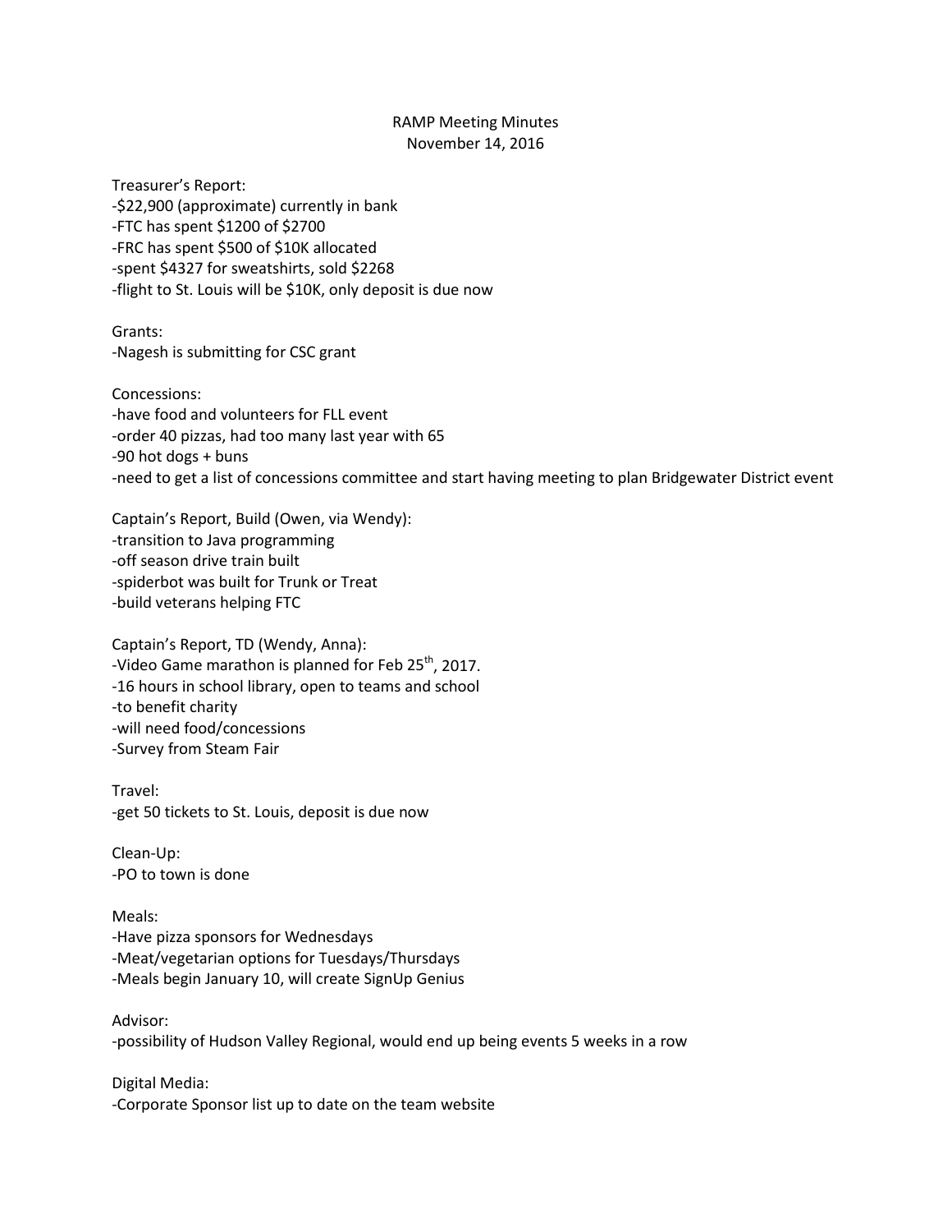# RAMP Meeting Minutes

November 14, 2016

Treasurer's Report:
- $22,900 (approximate) currently in bank
- FTC has spent $1200 of $2700
- FRC has spent $500 of $10K allocated
- spent $4327 for sweatshirts, sold $2268
- flight to St. Louis will be $10K, only deposit is due now

Grants:
- Nagesh is submitting for CSC grant

Concessions:
- have food and volunteers for FLL event
- order 40 pizzas, had too many last year with 65
- 90 hot dogs + buns
- need to get a list of concessions committee and start having meeting to plan Bridgewater District event

Captain's Report, Build (Owen, via Wendy):
- transition to Java programming
- off season drive train built
- spiderbot was built for Trunk or Treat
- build veterans helping FTC

Captain's Report, TD (Wendy, Anna):
- Video Game marathon is planned for Feb 25th, 2017.
- 16 hours in school library, open to teams and school
- to benefit charity
- will need food/concessions
- Survey from Steam Fair

Travel:
- get 50 tickets to St. Louis, deposit is due now

Clean-Up:
- PO to town is done

Meals:
- Have pizza sponsors for Wednesdays
- Meat/vegetarian options for Tuesdays/Thursdays
- Meals begin January 10, will create SignUp Genius

Advisor:
- possibility of Hudson Valley Regional, would end up being events 5 weeks in a row

Digital Media:
- Corporate Sponsor list up to date on the team website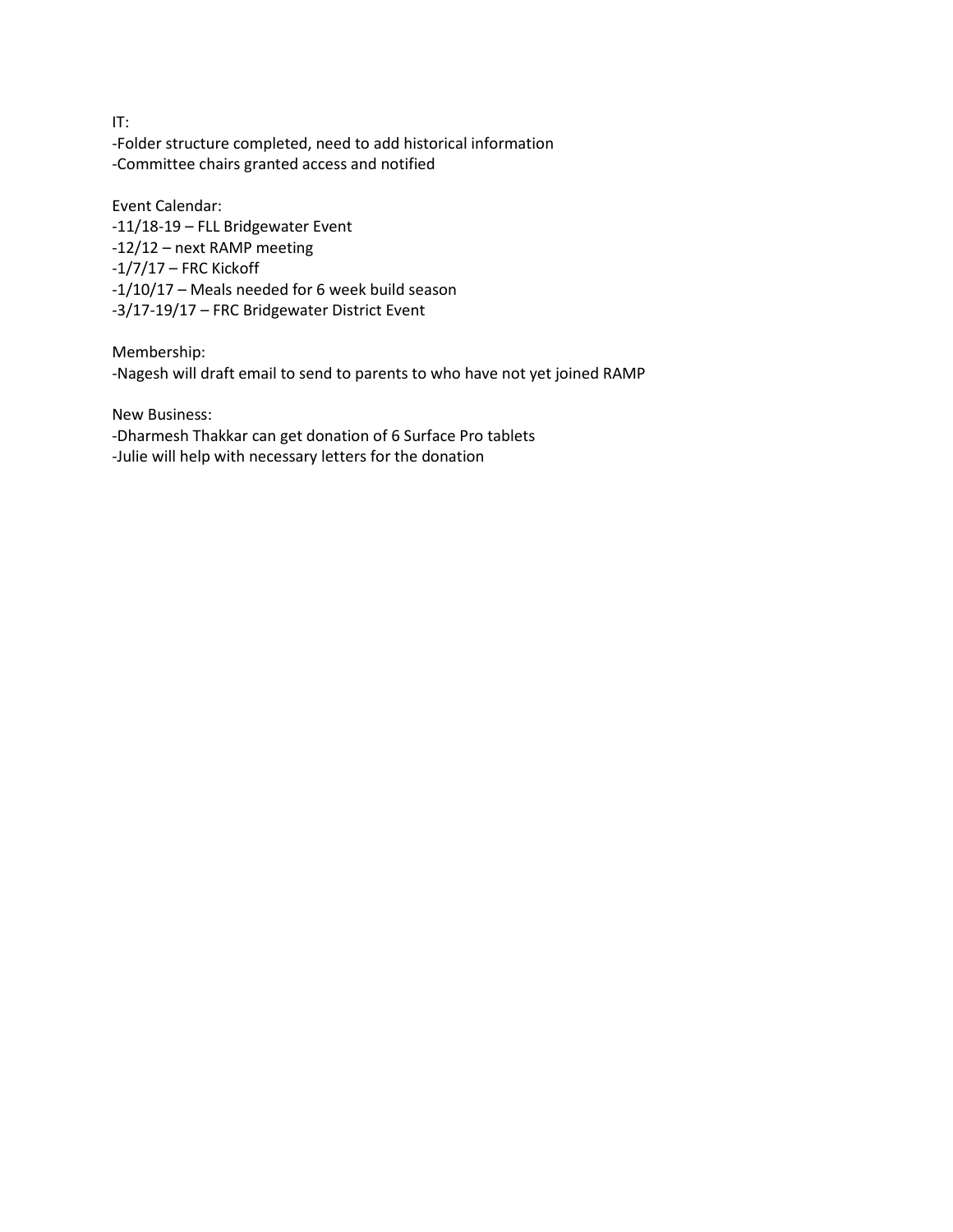IT:

-Folder structure completed, need to add historical information
-Committee chairs granted access and notified

Event Calendar:

-11/18-19 – FLL Bridgewater Event
-12/12 – next RAMP meeting
-1/7/17 – FRC Kickoff
-1/10/17 – Meals needed for 6 week build season
-3/17-19/17 – FRC Bridgewater District Event

Membership:

-Nagesh will draft email to send to parents to who have not yet joined RAMP

New Business:

-Dharmesh Thakkar can get donation of 6 Surface Pro tablets
-Julie will help with necessary letters for the donation